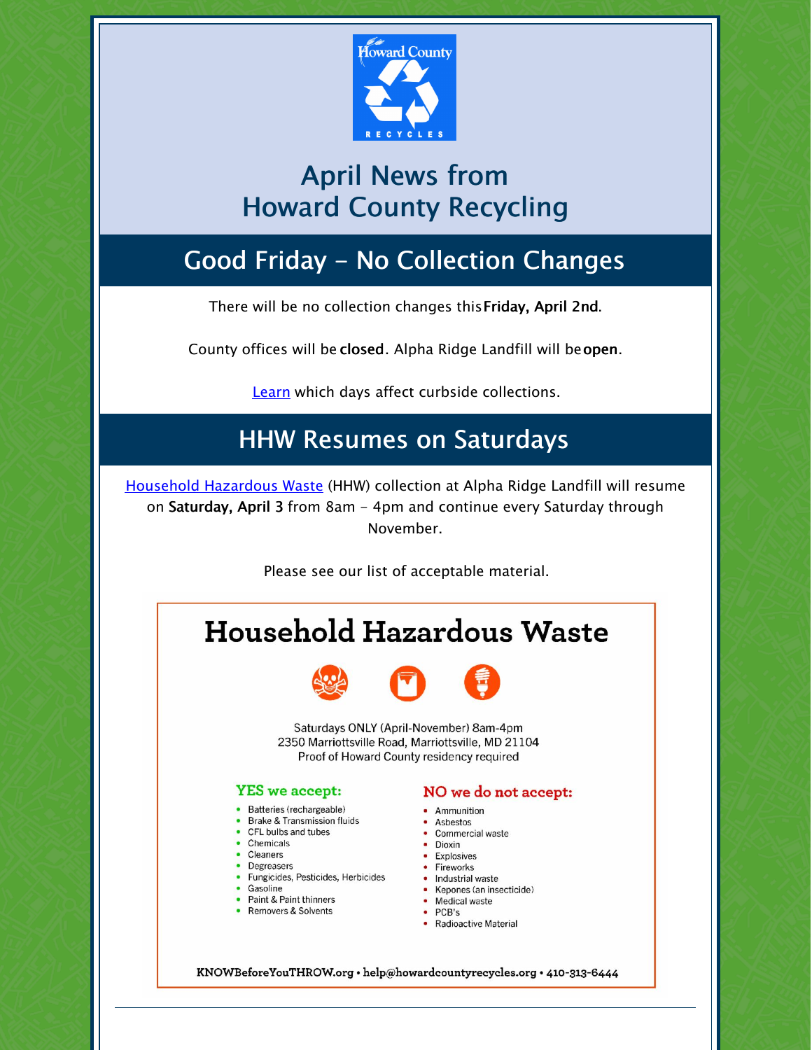Howard County RECYCLES

# April News from Howard County Recycling

## Good Friday - No Collection Changes

There will be no collection changes this **Friday, April 2nd**.

County offices will be **closed**. Alpha Ridge Landfill will be **open**.

[Learn] which days affect curbside collections.

## HHW Resumes on Saturdays

Household Hazardous Waste (HHW) collection at Alpha Ridge Landfill will resume on **Saturday, April 3** from 8am - 4pm and continue every Saturday through November.

Please see our list of acceptable material.

### Household Hazardous Waste

Saturdays ONLY (April-November) 8am-4pm
2350 Marriottsville Road, Marriottsville, MD 21104
Proof of Howard County residency required

**YES we accept:**

- Batteries (rechargeable)
- Brake & Transmission fluids
- CFL bulbs and tubes
- Chemicals
- Cleaners
- Degreasers
- Fungicides, Pesticides, Herbicides
- Gasoline
- Paint & Paint thinners
- Removers & Solvents

**NO we do not accept:**

- Ammunition
- Asbestos
- Commercial waste
- Dioxin
- Explosives
- Fireworks
- Industrial waste
- Kepones (an insecticide)
- Medical waste
- PCB's
- Radioactive Material

KNOWBeforeYouTHROW.org • help@howardcountyrecycles.org • 410-313-6444

---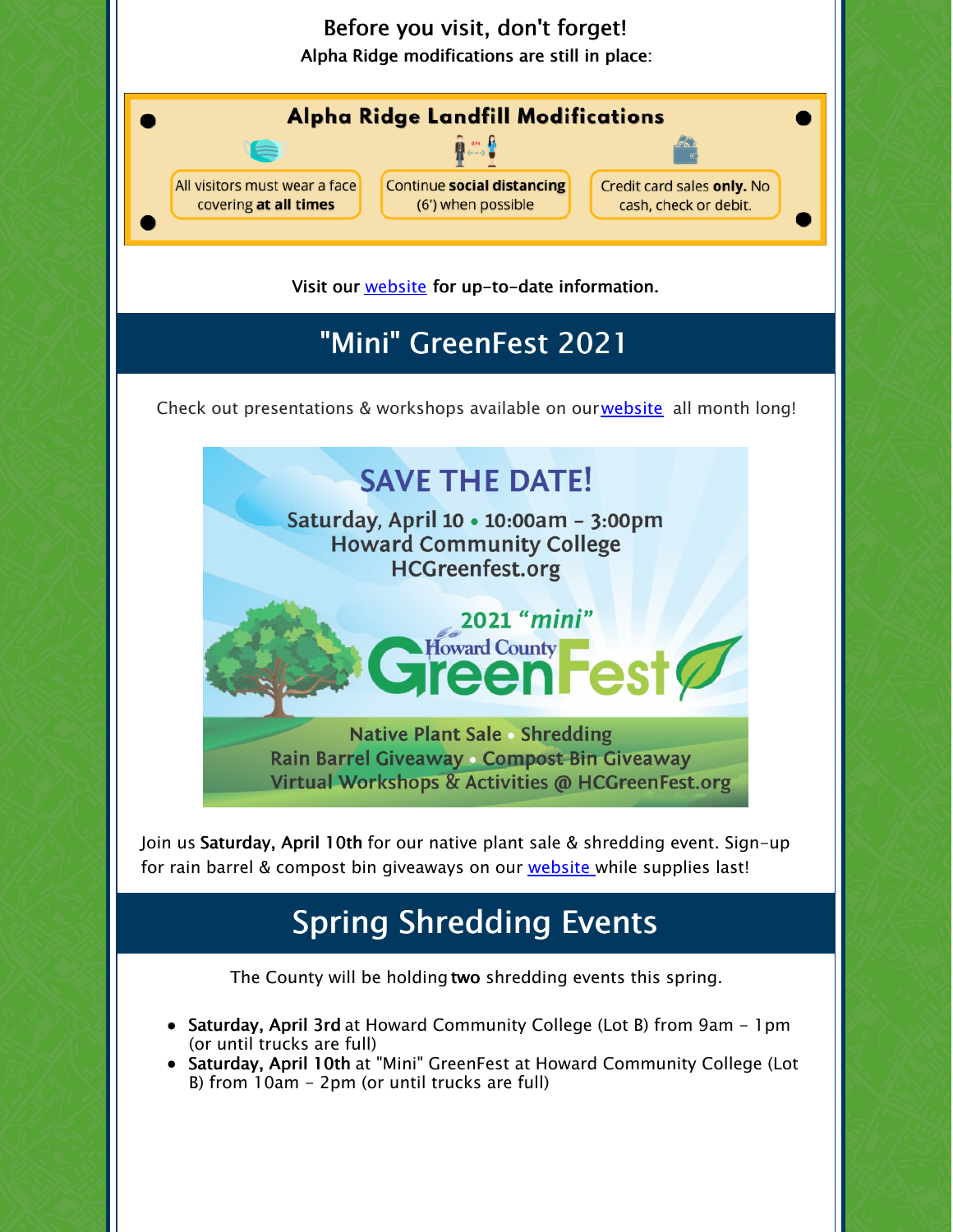Before you visit, don't forget!

**Alpha Ridge modifications are still in place:**

**Alpha Ridge Landfill Modifications**

- All visitors must wear a face covering **at all times**
- Continue **social distancing** (6') when possible
- Credit card sales **only.** No cash, check or debit.

**Visit our website for up-to-date information.**

## "Mini" GreenFest 2021

Check out presentations & workshops available on our website all month long!

**SAVE THE DATE!**

Saturday, April 10 • 10:00am - 3:00pm
Howard Community College
HCGreenfest.org

2021 *"mini"* Howard County GreenFest

Native Plant Sale • Shredding
Rain Barrel Giveaway • Compost Bin Giveaway
Virtual Workshops & Activities @ HCGreenFest.org

Join us **Saturday, April 10th** for our native plant sale & shredding event. Sign-up for rain barrel & compost bin giveaways on our website while supplies last!

## Spring Shredding Events

The County will be holding **two** shredding events this spring.

- **Saturday, April 3rd** at Howard Community College (Lot B) from 9am - 1pm (or until trucks are full)
- **Saturday, April 10th** at "Mini" GreenFest at Howard Community College (Lot B) from 10am - 2pm (or until trucks are full)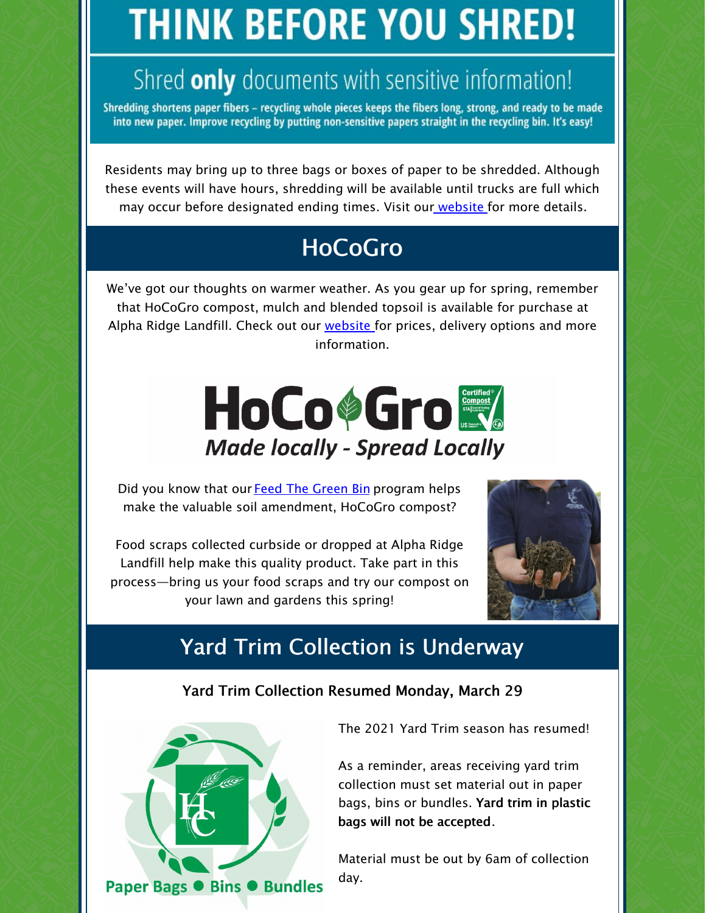# THINK BEFORE YOU SHRED!

## Shred **only** documents with sensitive information!

**Shredding shortens paper fibers – recycling whole pieces keeps the fibers long, strong, and ready to be made into new paper. Improve recycling by putting non-sensitive papers straight in the recycling bin. It's easy!**

Residents may bring up to three bags or boxes of paper to be shredded. Although these events will have hours, shredding will be available until trucks are full which may occur before designated ending times. Visit our website for more details.

## HoCoGro

We've got our thoughts on warmer weather. As you gear up for spring, remember that HoCoGro compost, mulch and blended topsoil is available for purchase at Alpha Ridge Landfill. Check out our website for prices, delivery options and more information.

HoCoGro
*Made locally - Spread Locally*

Did you know that our Feed The Green Bin program helps make the valuable soil amendment, HoCoGro compost?

Food scraps collected curbside or dropped at Alpha Ridge Landfill help make this quality product. Take part in this process—bring us your food scraps and try our compost on your lawn and gardens this spring!

## Yard Trim Collection is Underway

### Yard Trim Collection Resumed Monday, March 29

**Paper Bags ● Bins ● Bundles**

The 2021 Yard Trim season has resumed!

As a reminder, areas receiving yard trim collection must set material out in paper bags, bins or bundles. **Yard trim in plastic bags will not be accepted**.

Material must be out by 6am of collection day.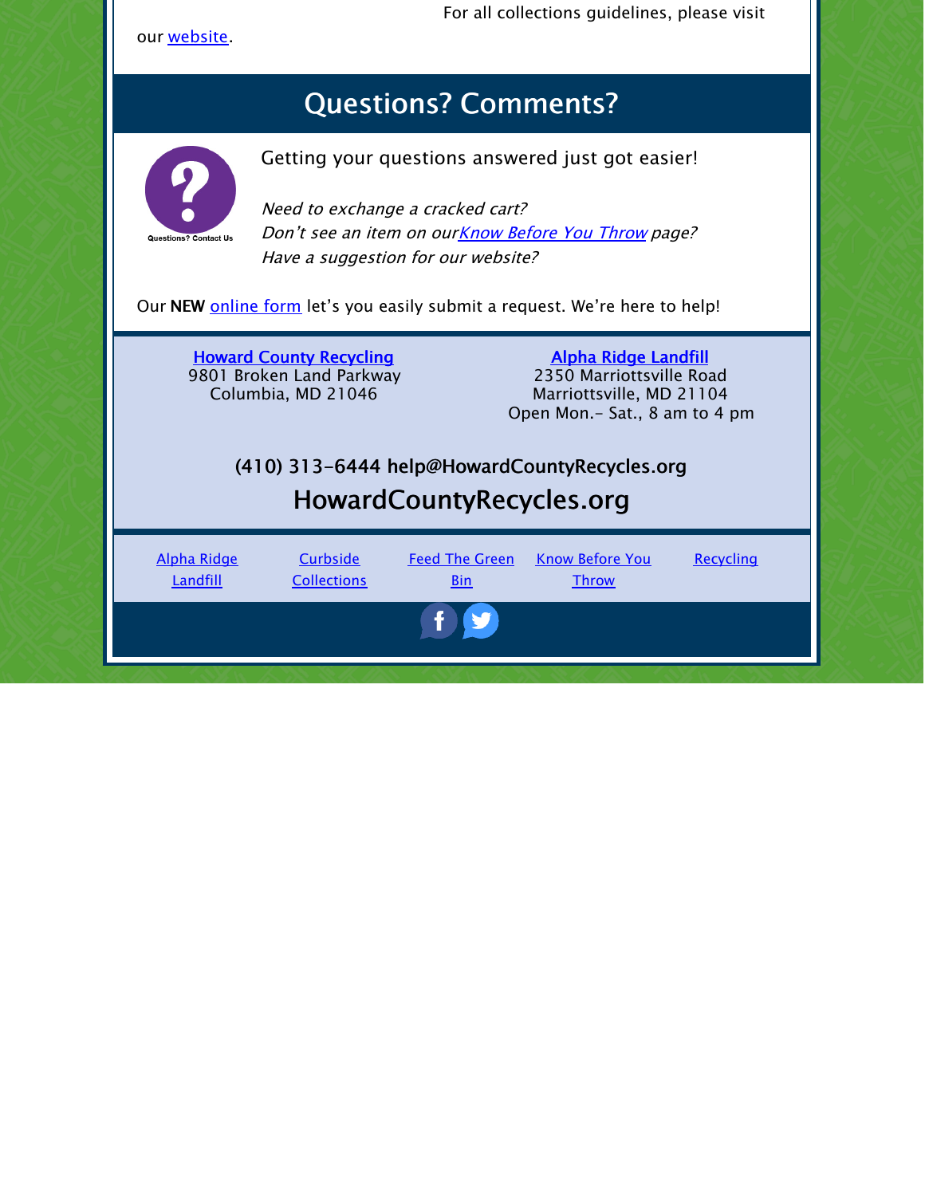For all collections guidelines, please visit our website.

## Questions? Comments?

Getting your questions answered just got easier!

*Need to exchange a cracked cart?*
*Don't see an item on our Know Before You Throw page?*
*Have a suggestion for our website?*

Our **NEW** online form let's you easily submit a request. We're here to help!

**Howard County Recycling**
9801 Broken Land Parkway
Columbia, MD 21046

**Alpha Ridge Landfill**
2350 Marriottsville Road
Marriottsville, MD 21104
Open Mon.- Sat., 8 am to 4 pm

(410) 313-6444 help@HowardCountyRecycles.org

HowardCountyRecycles.org

Alpha Ridge Landfill | Curbside Collections | Feed The Green Bin | Know Before You Throw | Recycling